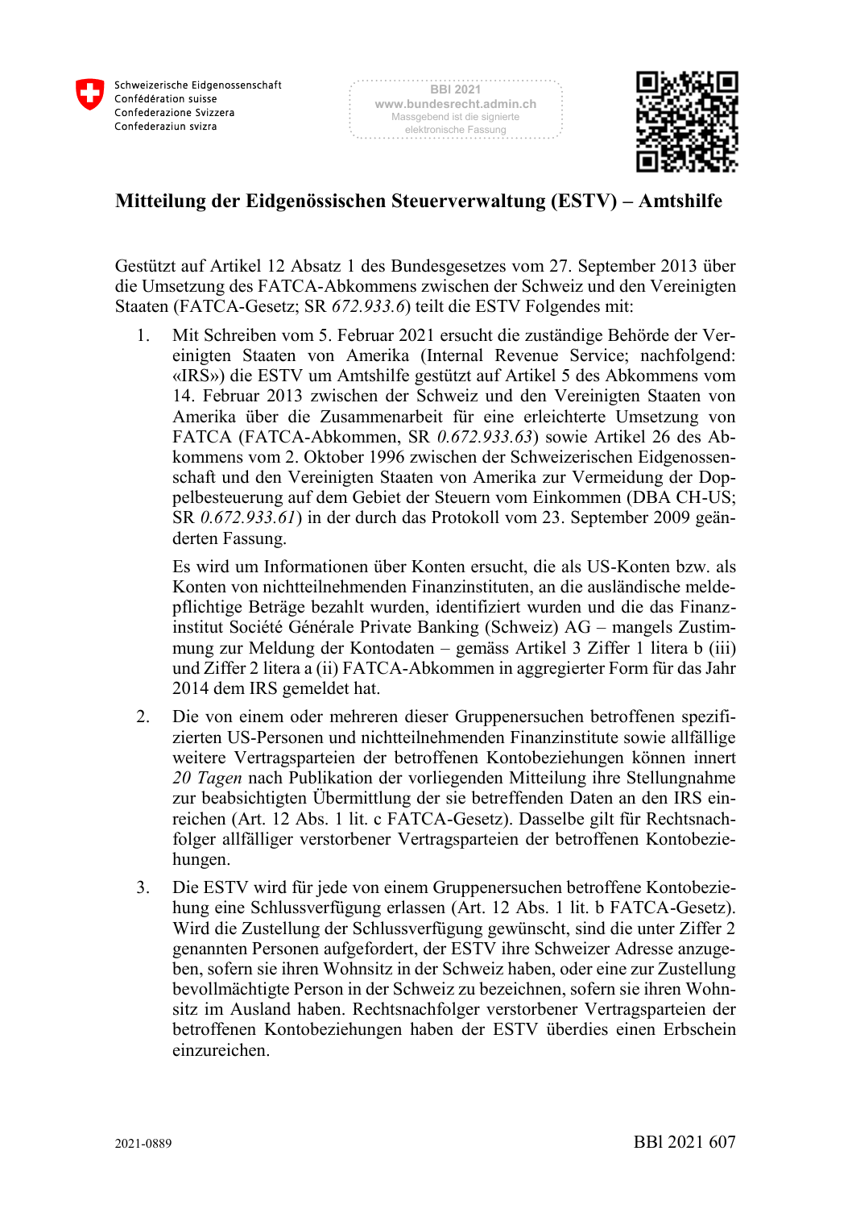# Mitteilung der Eidgenössischen Steuerverwaltung (ESTV) – Amtshilfe

Gestützt auf Artikel 12 Absatz 1 des Bundesgesetzes vom 27. September 2013 über die Umsetzung des FATCA-Abkommens zwischen der Schweiz und den Vereinigten Staaten (FATCA-Gesetz; SR *672.933.6*) teilt die ESTV Folgendes mit:

1. Mit Schreiben vom 5. Februar 2021 ersucht die zuständige Behörde der Vereinigten Staaten von Amerika (Internal Revenue Service; nachfolgend: «IRS») die ESTV um Amtshilfe gestützt auf Artikel 5 des Abkommens vom 14. Februar 2013 zwischen der Schweiz und den Vereinigten Staaten von Amerika über die Zusammenarbeit für eine erleichterte Umsetzung von FATCA (FATCA-Abkommen, SR *0.672.933.63*) sowie Artikel 26 des Abkommens vom 2. Oktober 1996 zwischen der Schweizerischen Eidgenossenschaft und den Vereinigten Staaten von Amerika zur Vermeidung der Doppelbesteuerung auf dem Gebiet der Steuern vom Einkommen (DBA CH-US; SR *0.672.933.61*) in der durch das Protokoll vom 23. September 2009 geänderten Fassung.

   Es wird um Informationen über Konten ersucht, die als US-Konten bzw. als Konten von nichtteilnehmenden Finanzinstituten, an die ausländische meldepflichtige Beträge bezahlt wurden, identifiziert wurden und die das Finanzinstitut Société Générale Private Banking (Schweiz) AG – mangels Zustimmung zur Meldung der Kontodaten – gemäss Artikel 3 Ziffer 1 litera b (iii) und Ziffer 2 litera a (ii) FATCA-Abkommen in aggregierter Form für das Jahr 2014 dem IRS gemeldet hat.

2. Die von einem oder mehreren dieser Gruppenersuchen betroffenen spezifizierten US-Personen und nichtteilnehmenden Finanzinstitute sowie allfällige weitere Vertragsparteien der betroffenen Kontobeziehungen können innert *20 Tagen* nach Publikation der vorliegenden Mitteilung ihre Stellungnahme zur beabsichtigten Übermittlung der sie betreffenden Daten an den IRS einreichen (Art. 12 Abs. 1 lit. c FATCA-Gesetz). Dasselbe gilt für Rechtsnachfolger allfälliger verstorbener Vertragsparteien der betroffenen Kontobeziehungen.

3. Die ESTV wird für jede von einem Gruppenersuchen betroffene Kontobeziehung eine Schlussverfügung erlassen (Art. 12 Abs. 1 lit. b FATCA-Gesetz). Wird die Zustellung der Schlussverfügung gewünscht, sind die unter Ziffer 2 genannten Personen aufgefordert, der ESTV ihre Schweizer Adresse anzugeben, sofern sie ihren Wohnsitz in der Schweiz haben, oder eine zur Zustellung bevollmächtigte Person in der Schweiz zu bezeichnen, sofern sie ihren Wohnsitz im Ausland haben. Rechtsnachfolger verstorbener Vertragsparteien der betroffenen Kontobeziehungen haben der ESTV überdies einen Erbschein einzureichen.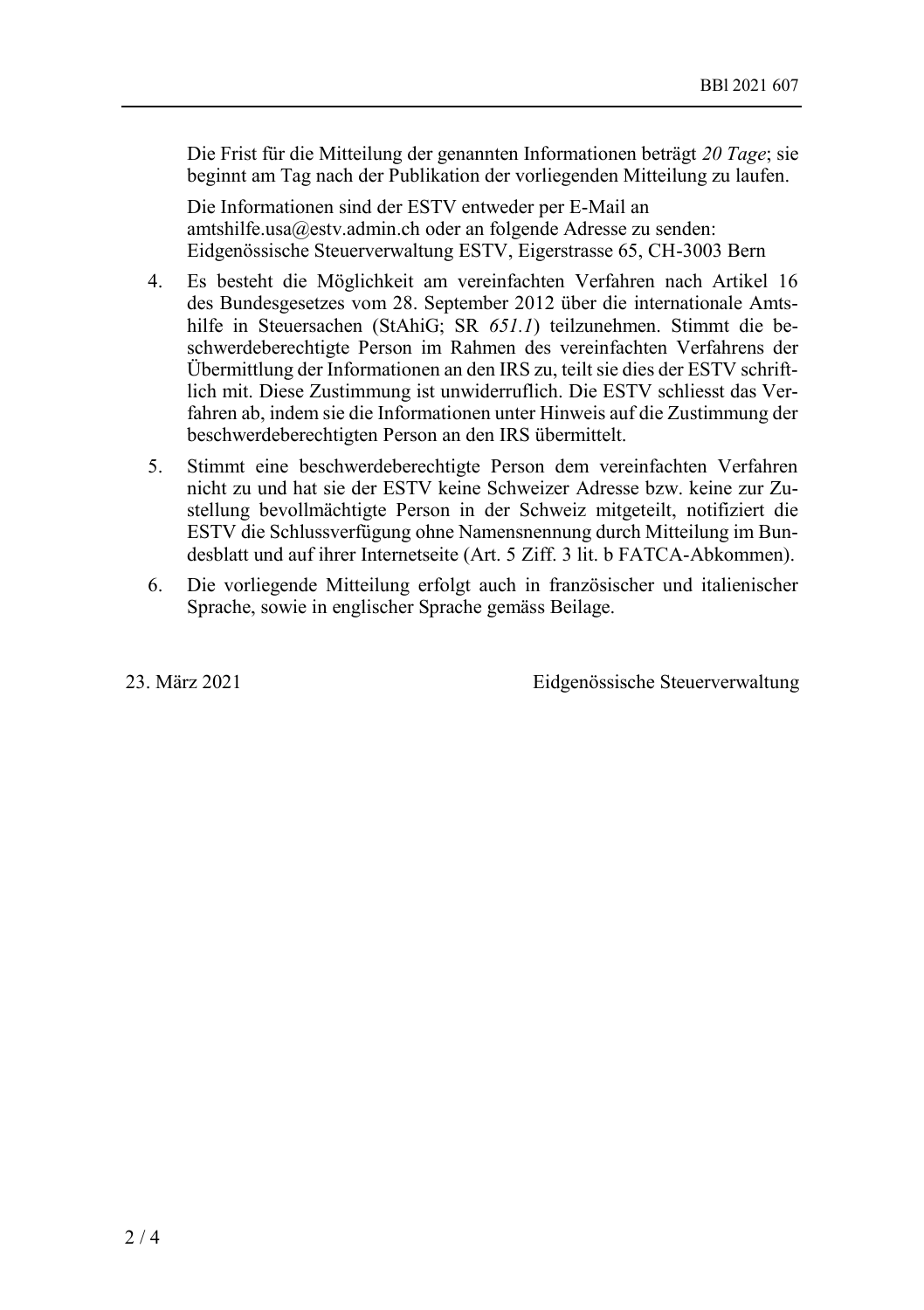Die Frist für die Mitteilung der genannten Informationen beträgt *20 Tage*; sie beginnt am Tag nach der Publikation der vorliegenden Mitteilung zu laufen.

Die Informationen sind der ESTV entweder per E-Mail an amtshilfe.usa@estv.admin.ch oder an folgende Adresse zu senden: Eidgenössische Steuerverwaltung ESTV, Eigerstrasse 65, CH-3003 Bern

4. Es besteht die Möglichkeit am vereinfachten Verfahren nach Artikel 16 des Bundesgesetzes vom 28. September 2012 über die internationale Amtshilfe in Steuersachen (StAhiG; SR *651.1*) teilzunehmen. Stimmt die beschwerdeberechtigte Person im Rahmen des vereinfachten Verfahrens der Übermittlung der Informationen an den IRS zu, teilt sie dies der ESTV schriftlich mit. Diese Zustimmung ist unwiderruflich. Die ESTV schliesst das Verfahren ab, indem sie die Informationen unter Hinweis auf die Zustimmung der beschwerdeberechtigten Person an den IRS übermittelt.

5. Stimmt eine beschwerdeberechtigte Person dem vereinfachten Verfahren nicht zu und hat sie der ESTV keine Schweizer Adresse bzw. keine zur Zustellung bevollmächtigte Person in der Schweiz mitgeteilt, notifiziert die ESTV die Schlussverfügung ohne Namensnennung durch Mitteilung im Bundesblatt und auf ihrer Internetseite (Art. 5 Ziff. 3 lit. b FATCA-Abkommen).

6. Die vorliegende Mitteilung erfolgt auch in französischer und italienischer Sprache, sowie in englischer Sprache gemäss Beilage.

23. März 2021 — Eidgenössische Steuerverwaltung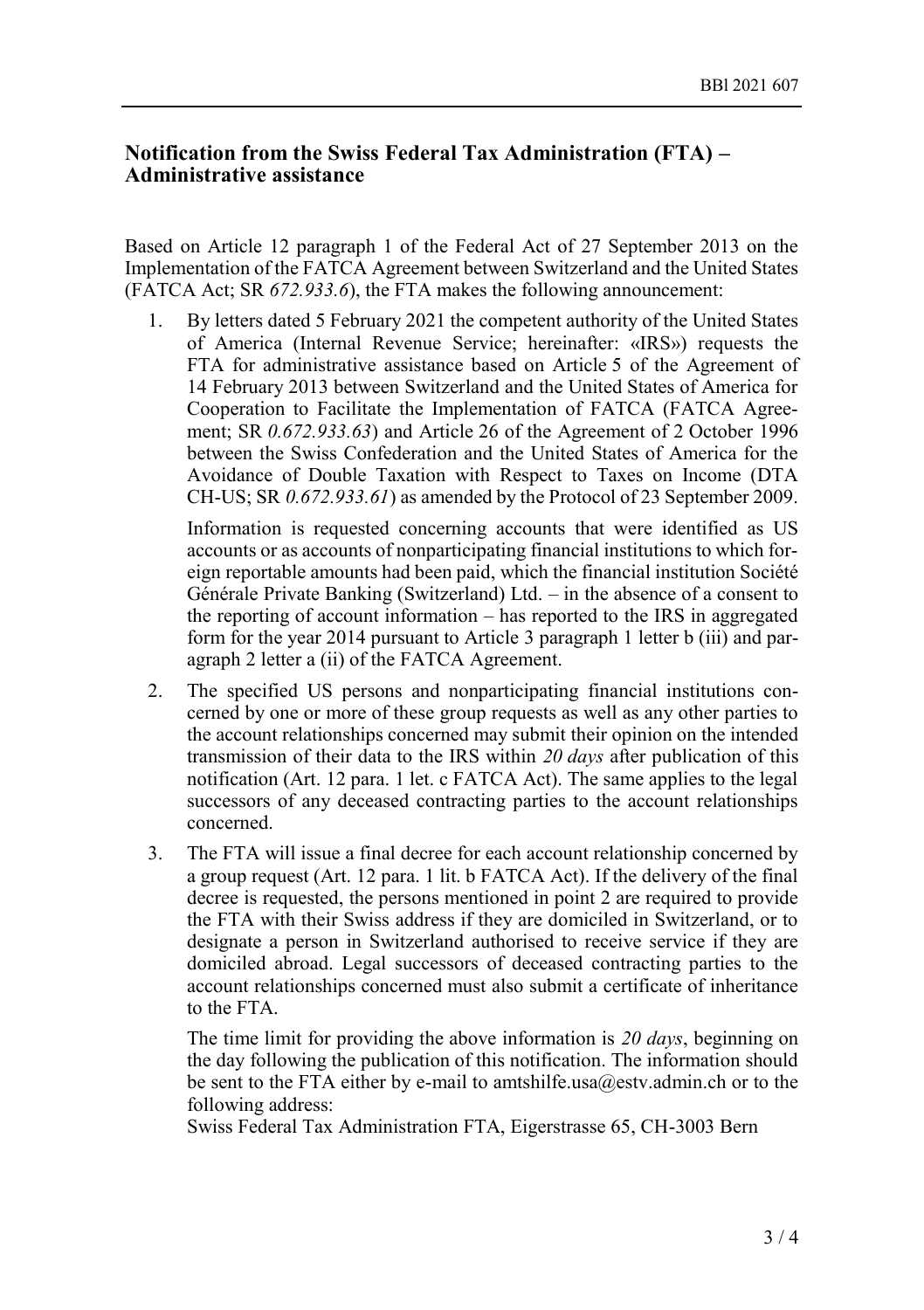## Notification from the Swiss Federal Tax Administration (FTA) – Administrative assistance

Based on Article 12 paragraph 1 of the Federal Act of 27 September 2013 on the Implementation of the FATCA Agreement between Switzerland and the United States (FATCA Act; SR *672.933.6*), the FTA makes the following announcement:

1. By letters dated 5 February 2021 the competent authority of the United States of America (Internal Revenue Service; hereinafter: «IRS») requests the FTA for administrative assistance based on Article 5 of the Agreement of 14 February 2013 between Switzerland and the United States of America for Cooperation to Facilitate the Implementation of FATCA (FATCA Agreement; SR *0.672.933.63*) and Article 26 of the Agreement of 2 October 1996 between the Swiss Confederation and the United States of America for the Avoidance of Double Taxation with Respect to Taxes on Income (DTA CH-US; SR *0.672.933.61*) as amended by the Protocol of 23 September 2009.

   Information is requested concerning accounts that were identified as US accounts or as accounts of nonparticipating financial institutions to which foreign reportable amounts had been paid, which the financial institution Société Générale Private Banking (Switzerland) Ltd. – in the absence of a consent to the reporting of account information – has reported to the IRS in aggregated form for the year 2014 pursuant to Article 3 paragraph 1 letter b (iii) and paragraph 2 letter a (ii) of the FATCA Agreement.

2. The specified US persons and nonparticipating financial institutions concerned by one or more of these group requests as well as any other parties to the account relationships concerned may submit their opinion on the intended transmission of their data to the IRS within *20 days* after publication of this notification (Art. 12 para. 1 let. c FATCA Act). The same applies to the legal successors of any deceased contracting parties to the account relationships concerned.

3. The FTA will issue a final decree for each account relationship concerned by a group request (Art. 12 para. 1 lit. b FATCA Act). If the delivery of the final decree is requested, the persons mentioned in point 2 are required to provide the FTA with their Swiss address if they are domiciled in Switzerland, or to designate a person in Switzerland authorised to receive service if they are domiciled abroad. Legal successors of deceased contracting parties to the account relationships concerned must also submit a certificate of inheritance to the FTA.

   The time limit for providing the above information is *20 days*, beginning on the day following the publication of this notification. The information should be sent to the FTA either by e-mail to amtshilfe.usa@estv.admin.ch or to the following address:
   Swiss Federal Tax Administration FTA, Eigerstrasse 65, CH-3003 Bern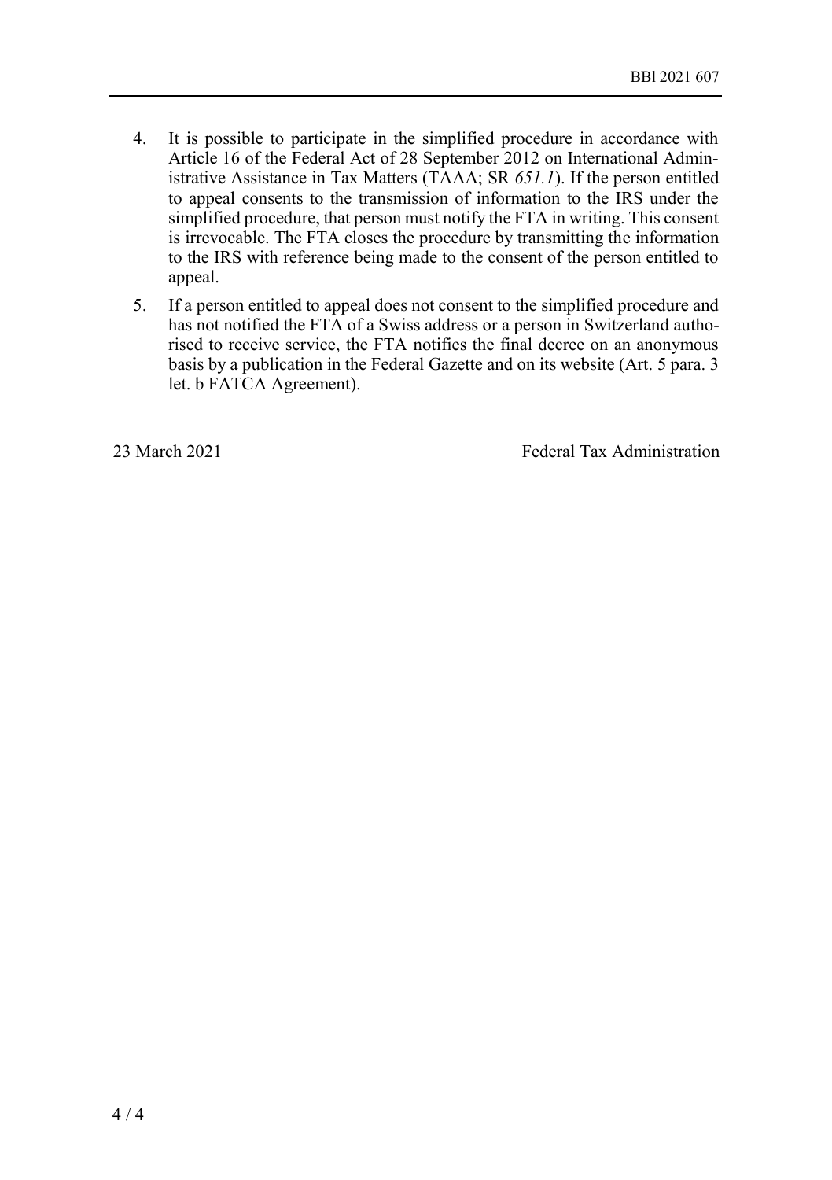4. It is possible to participate in the simplified procedure in accordance with Article 16 of the Federal Act of 28 September 2012 on International Administrative Assistance in Tax Matters (TAAA; SR *651.1*). If the person entitled to appeal consents to the transmission of information to the IRS under the simplified procedure, that person must notify the FTA in writing. This consent is irrevocable. The FTA closes the procedure by transmitting the information to the IRS with reference being made to the consent of the person entitled to appeal.
5. If a person entitled to appeal does not consent to the simplified procedure and has not notified the FTA of a Swiss address or a person in Switzerland authorised to receive service, the FTA notifies the final decree on an anonymous basis by a publication in the Federal Gazette and on its website (Art. 5 para. 3 let. b FATCA Agreement).

23 March 2021 Federal Tax Administration